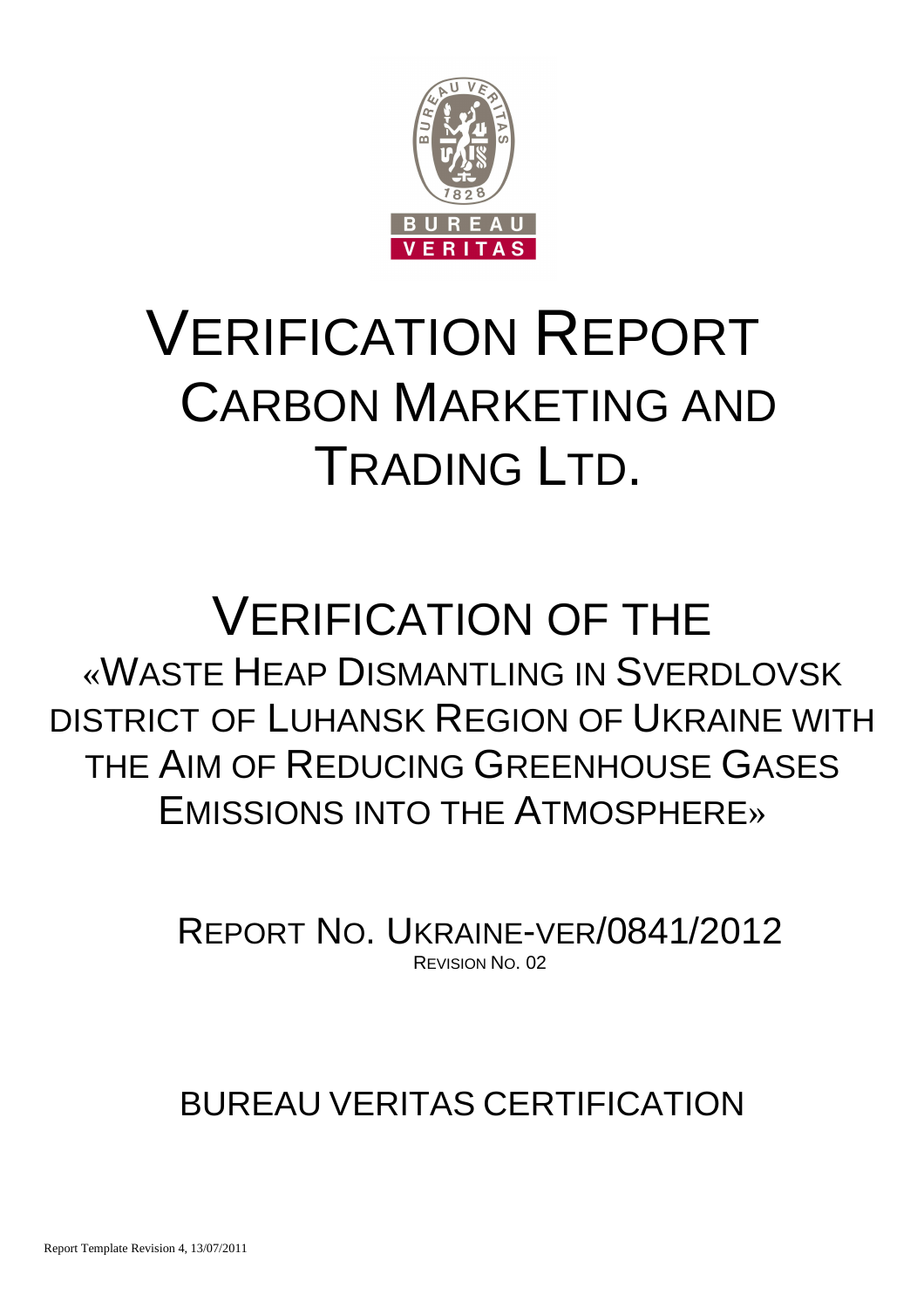# VERIFICATION REPORT CARBON MARKETING AND TRADING LTD.

# VERIFICATION OF THE «WASTE HEAP DISMANTLING IN SVERDLOVSK DISTRICT OF LUHANSK REGION OF UKRAINE WITH THE AIM OF REDUCING GREENHOUSE GASES EMISSIONS INTO THE ATMOSPHERE»

REPORT NO. UKRAINE-VER/0841/2012

REVISION NO. 02

BUREAU VERITAS CERTIFICATION

Report Template Revision 4, 13/07/2011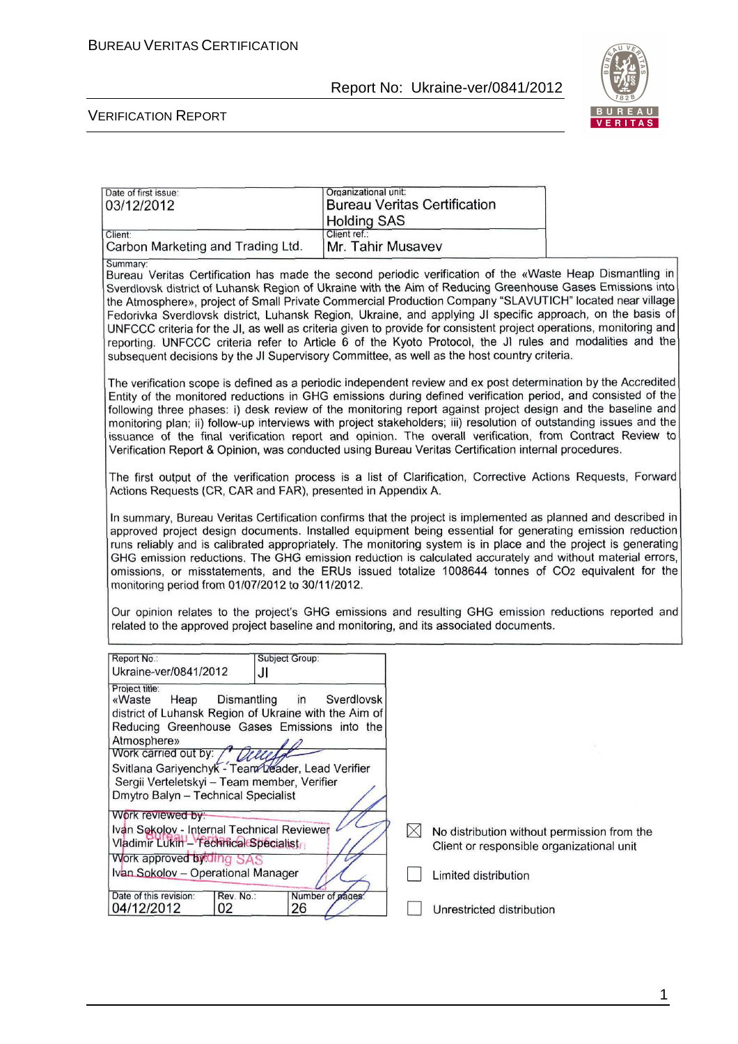| Date of first issue: | Organizational unit: |
|---|---|
| 03/12/2012 | Bureau Veritas Certification Holding SAS |
| Client: | Client ref.: |
| Carbon Marketing and Trading Ltd. | Mr. Tahir Musavev |

Summary:

Bureau Veritas Certification has made the second periodic verification of the «Waste Heap Dismantling in Sverdlovsk district of Luhansk Region of Ukraine with the Aim of Reducing Greenhouse Gases Emissions into the Atmosphere», project of Small Private Commercial Production Company "SLAVUTICH" located near village Fedorivka Sverdlovsk district, Luhansk Region, Ukraine, and applying JI specific approach, on the basis of UNFCCC criteria for the JI, as well as criteria given to provide for consistent project operations, monitoring and reporting. UNFCCC criteria refer to Article 6 of the Kyoto Protocol, the JI rules and modalities and the subsequent decisions by the JI Supervisory Committee, as well as the host country criteria.

The verification scope is defined as a periodic independent review and ex post determination by the Accredited Entity of the monitored reductions in GHG emissions during defined verification period, and consisted of the following three phases: i) desk review of the monitoring report against project design and the baseline and monitoring plan; ii) follow-up interviews with project stakeholders; iii) resolution of outstanding issues and the issuance of the final verification report and opinion. The overall verification, from Contract Review to Verification Report & Opinion, was conducted using Bureau Veritas Certification internal procedures.

The first output of the verification process is a list of Clarification, Corrective Actions Requests, Forward Actions Requests (CR, CAR and FAR), presented in Appendix A.

In summary, Bureau Veritas Certification confirms that the project is implemented as planned and described in approved project design documents. Installed equipment being essential for generating emission reduction runs reliably and is calibrated appropriately. The monitoring system is in place and the project is generating GHG emission reductions. The GHG emission reduction is calculated accurately and without material errors, omissions, or misstatements, and the ERUs issued totalize 1008644 tonnes of $CO_2$ equivalent for the monitoring period from 01/07/2012 to 30/11/2012.

Our opinion relates to the project's GHG emissions and resulting GHG emission reductions reported and related to the approved project baseline and monitoring, and its associated documents.

| Report No.: | Subject Group: | |
|---|---|---|
| Ukraine-ver/0841/2012 | JI | |
| Project title: «Waste Heap Dismantling in Sverdlovsk district of Luhansk Region of Ukraine with the Aim of Reducing Greenhouse Gases Emissions into the Atmosphere» | | |
| Work carried out by: Svitlana Gariyenchyk - Team Leader, Lead Verifier; Sergii Verteletskyi – Team member, Verifier; Dmytro Balyn – Technical Specialist | | |
| Work reviewed by: Ivan Sokolov - Internal Technical Reviewer; Vladimir Lukin – Technical Specialist | | |
| Work approved by: Ivan Sokolov – Operational Manager | | |
| Date of this revision: 04/12/2012 | Rev. No.: 02 | Number of pages: 26 |

☒ No distribution without permission from the Client or responsible organizational unit

☐ Limited distribution

☐ Unrestricted distribution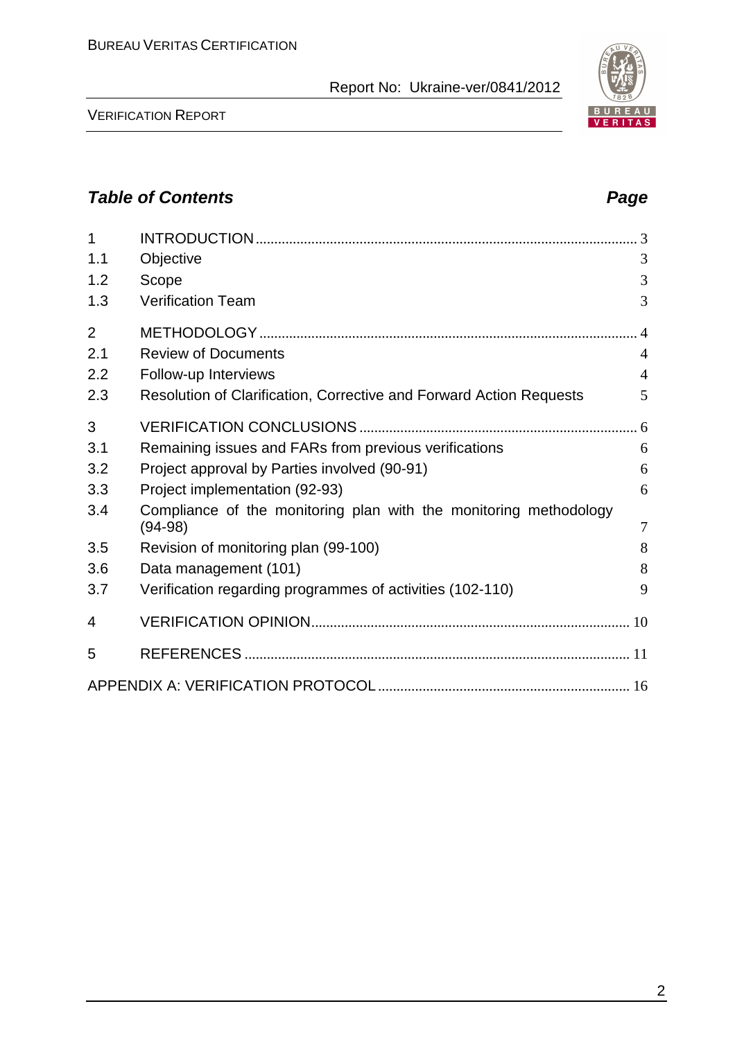## *Table of Contents* *Page*

| | | |
|---|---|---|
| 1 | INTRODUCTION | 3 |
| 1.1 | Objective | 3 |
| 1.2 | Scope | 3 |
| 1.3 | Verification Team | 3 |
| 2 | METHODOLOGY | 4 |
| 2.1 | Review of Documents | 4 |
| 2.2 | Follow-up Interviews | 4 |
| 2.3 | Resolution of Clarification, Corrective and Forward Action Requests | 5 |
| 3 | VERIFICATION CONCLUSIONS | 6 |
| 3.1 | Remaining issues and FARs from previous verifications | 6 |
| 3.2 | Project approval by Parties involved (90-91) | 6 |
| 3.3 | Project implementation (92-93) | 6 |
| 3.4 | Compliance of the monitoring plan with the monitoring methodology (94-98) | 7 |
| 3.5 | Revision of monitoring plan (99-100) | 8 |
| 3.6 | Data management (101) | 8 |
| 3.7 | Verification regarding programmes of activities (102-110) | 9 |
| 4 | VERIFICATION OPINION | 10 |
| 5 | REFERENCES | 11 |
| | APPENDIX A: VERIFICATION PROTOCOL | 16 |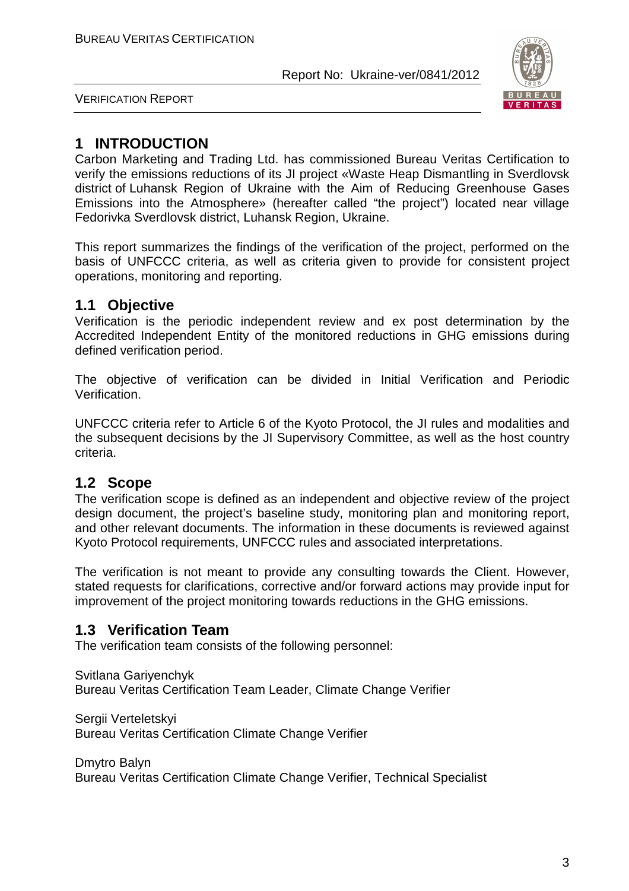# 1 INTRODUCTION

Carbon Marketing and Trading Ltd. has commissioned Bureau Veritas Certification to verify the emissions reductions of its JI project «Waste Heap Dismantling in Sverdlovsk district of Luhansk Region of Ukraine with the Aim of Reducing Greenhouse Gases Emissions into the Atmosphere» (hereafter called "the project") located near village Fedorivka Sverdlovsk district, Luhansk Region, Ukraine.

This report summarizes the findings of the verification of the project, performed on the basis of UNFCCC criteria, as well as criteria given to provide for consistent project operations, monitoring and reporting.

## 1.1 Objective

Verification is the periodic independent review and ex post determination by the Accredited Independent Entity of the monitored reductions in GHG emissions during defined verification period.

The objective of verification can be divided in Initial Verification and Periodic Verification.

UNFCCC criteria refer to Article 6 of the Kyoto Protocol, the JI rules and modalities and the subsequent decisions by the JI Supervisory Committee, as well as the host country criteria.

## 1.2 Scope

The verification scope is defined as an independent and objective review of the project design document, the project's baseline study, monitoring plan and monitoring report, and other relevant documents. The information in these documents is reviewed against Kyoto Protocol requirements, UNFCCC rules and associated interpretations.

The verification is not meant to provide any consulting towards the Client. However, stated requests for clarifications, corrective and/or forward actions may provide input for improvement of the project monitoring towards reductions in the GHG emissions.

## 1.3 Verification Team

The verification team consists of the following personnel:

Svitlana Gariyenchyk
Bureau Veritas Certification Team Leader, Climate Change Verifier

Sergii Verteletskyi
Bureau Veritas Certification Climate Change Verifier

Dmytro Balyn
Bureau Veritas Certification Climate Change Verifier, Technical Specialist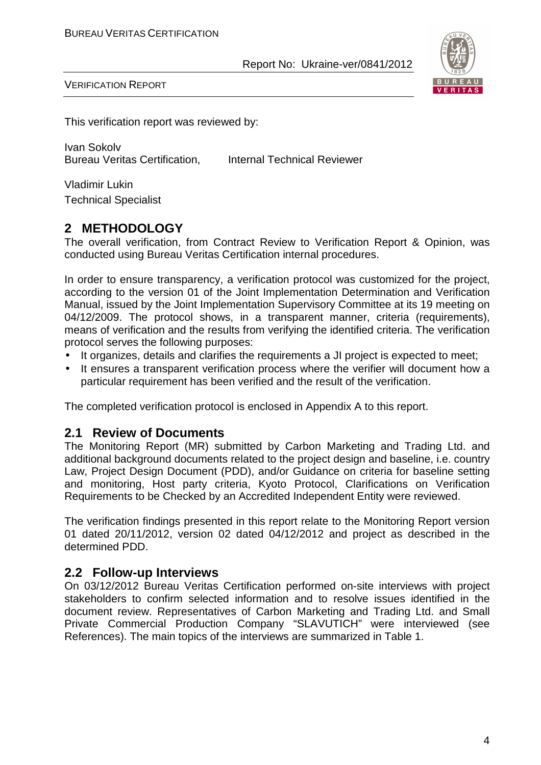This verification report was reviewed by:

Ivan Sokolv
Bureau Veritas Certification, Internal Technical Reviewer

Vladimir Lukin
Technical Specialist

## 2 METHODOLOGY

The overall verification, from Contract Review to Verification Report & Opinion, was conducted using Bureau Veritas Certification internal procedures.

In order to ensure transparency, a verification protocol was customized for the project, according to the version 01 of the Joint Implementation Determination and Verification Manual, issued by the Joint Implementation Supervisory Committee at its 19 meeting on 04/12/2009. The protocol shows, in a transparent manner, criteria (requirements), means of verification and the results from verifying the identified criteria. The verification protocol serves the following purposes:

- It organizes, details and clarifies the requirements a JI project is expected to meet;
- It ensures a transparent verification process where the verifier will document how a particular requirement has been verified and the result of the verification.

The completed verification protocol is enclosed in Appendix A to this report.

### 2.1 Review of Documents

The Monitoring Report (MR) submitted by Carbon Marketing and Trading Ltd. and additional background documents related to the project design and baseline, i.e. country Law, Project Design Document (PDD), and/or Guidance on criteria for baseline setting and monitoring, Host party criteria, Kyoto Protocol, Clarifications on Verification Requirements to be Checked by an Accredited Independent Entity were reviewed.

The verification findings presented in this report relate to the Monitoring Report version 01 dated 20/11/2012, version 02 dated 04/12/2012 and project as described in the determined PDD.

### 2.2 Follow-up Interviews

On 03/12/2012 Bureau Veritas Certification performed on-site interviews with project stakeholders to confirm selected information and to resolve issues identified in the document review. Representatives of Carbon Marketing and Trading Ltd. and Small Private Commercial Production Company "SLAVUTICH" were interviewed (see References). The main topics of the interviews are summarized in Table 1.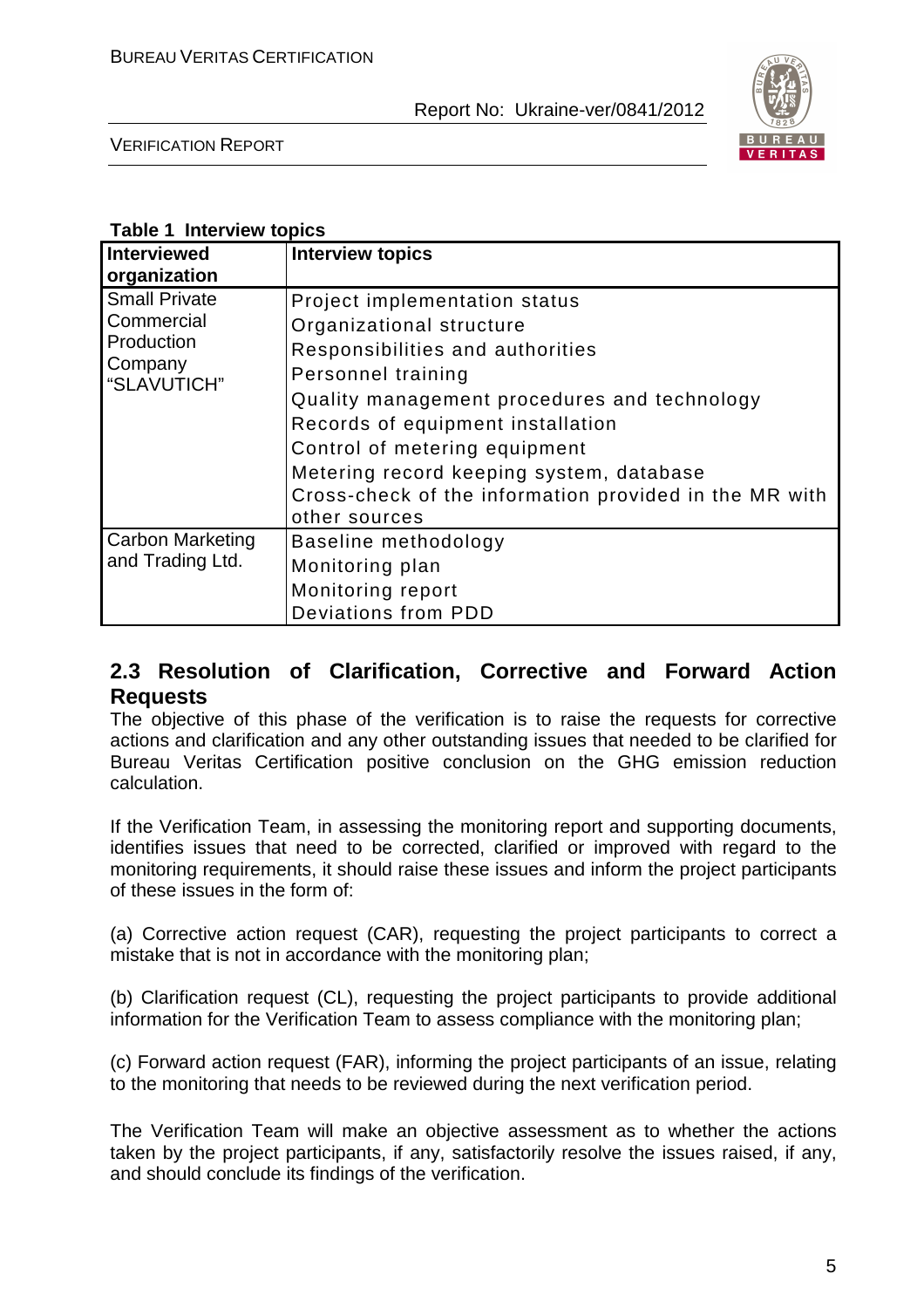**Table 1 Interview topics**

| Interviewed organization | Interview topics |
|---|---|
| Small Private Commercial Production Company "SLAVUTICH" | Project implementation status<br>Organizational structure<br>Responsibilities and authorities<br>Personnel training<br>Quality management procedures and technology<br>Records of equipment installation<br>Control of metering equipment<br>Metering record keeping system, database<br>Cross-check of the information provided in the MR with other sources |
| Carbon Marketing and Trading Ltd. | Baseline methodology<br>Monitoring plan<br>Monitoring report<br>Deviations from PDD |

## 2.3 Resolution of Clarification, Corrective and Forward Action Requests

The objective of this phase of the verification is to raise the requests for corrective actions and clarification and any other outstanding issues that needed to be clarified for Bureau Veritas Certification positive conclusion on the GHG emission reduction calculation.

If the Verification Team, in assessing the monitoring report and supporting documents, identifies issues that need to be corrected, clarified or improved with regard to the monitoring requirements, it should raise these issues and inform the project participants of these issues in the form of:

(a) Corrective action request (CAR), requesting the project participants to correct a mistake that is not in accordance with the monitoring plan;

(b) Clarification request (CL), requesting the project participants to provide additional information for the Verification Team to assess compliance with the monitoring plan;

(c) Forward action request (FAR), informing the project participants of an issue, relating to the monitoring that needs to be reviewed during the next verification period.

The Verification Team will make an objective assessment as to whether the actions taken by the project participants, if any, satisfactorily resolve the issues raised, if any, and should conclude its findings of the verification.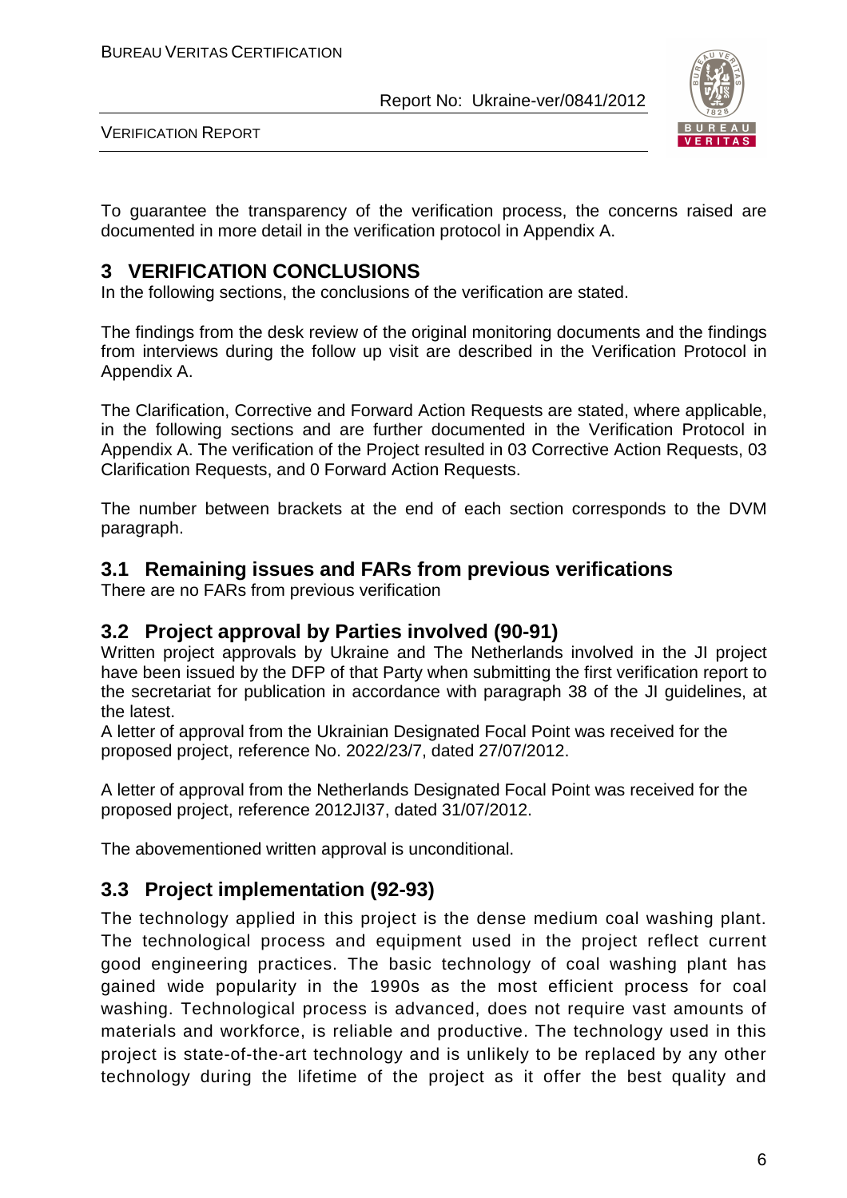To guarantee the transparency of the verification process, the concerns raised are documented in more detail in the verification protocol in Appendix A.

# 3 VERIFICATION CONCLUSIONS

In the following sections, the conclusions of the verification are stated.

The findings from the desk review of the original monitoring documents and the findings from interviews during the follow up visit are described in the Verification Protocol in Appendix A.

The Clarification, Corrective and Forward Action Requests are stated, where applicable, in the following sections and are further documented in the Verification Protocol in Appendix A. The verification of the Project resulted in 03 Corrective Action Requests, 03 Clarification Requests, and 0 Forward Action Requests.

The number between brackets at the end of each section corresponds to the DVM paragraph.

## 3.1 Remaining issues and FARs from previous verifications

There are no FARs from previous verification

## 3.2 Project approval by Parties involved (90-91)

Written project approvals by Ukraine and The Netherlands involved in the JI project have been issued by the DFP of that Party when submitting the first verification report to the secretariat for publication in accordance with paragraph 38 of the JI guidelines, at the latest.

A letter of approval from the Ukrainian Designated Focal Point was received for the proposed project, reference No. 2022/23/7, dated 27/07/2012.

A letter of approval from the Netherlands Designated Focal Point was received for the proposed project, reference 2012JI37, dated 31/07/2012.

The abovementioned written approval is unconditional.

## 3.3 Project implementation (92-93)

The technology applied in this project is the dense medium coal washing plant. The technological process and equipment used in the project reflect current good engineering practices. The basic technology of coal washing plant has gained wide popularity in the 1990s as the most efficient process for coal washing. Technological process is advanced, does not require vast amounts of materials and workforce, is reliable and productive. The technology used in this project is state-of-the-art technology and is unlikely to be replaced by any other technology during the lifetime of the project as it offer the best quality and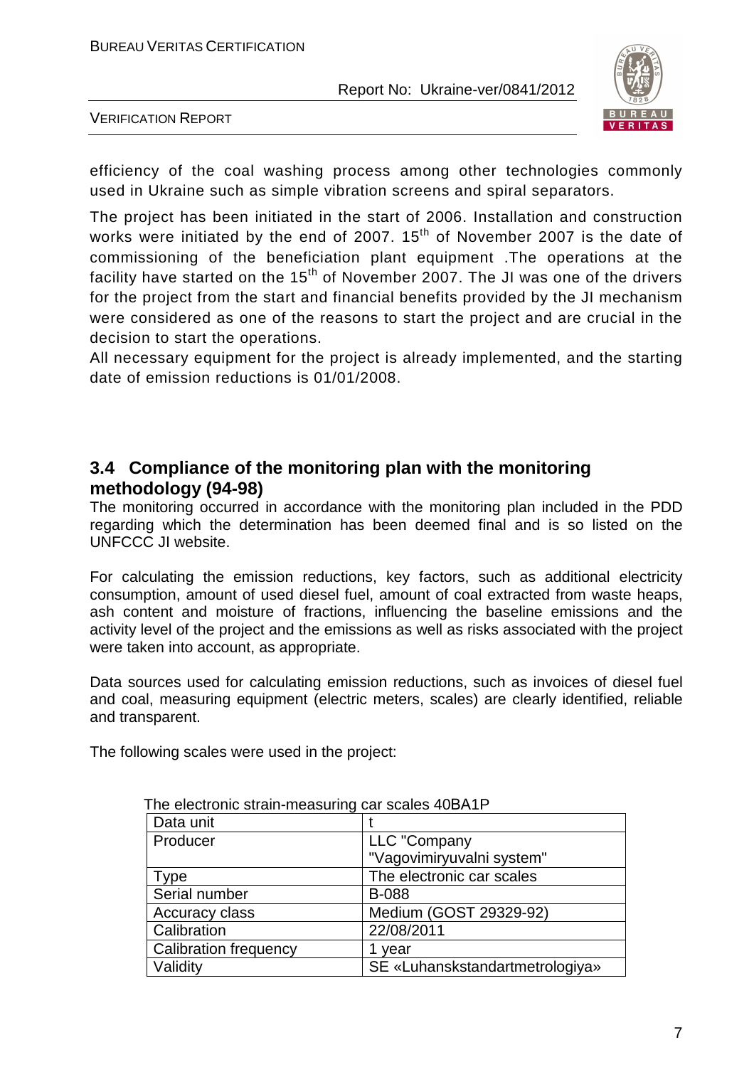efficiency of the coal washing process among other technologies commonly used in Ukraine such as simple vibration screens and spiral separators.

The project has been initiated in the start of 2006. Installation and construction works were initiated by the end of 2007. 15[th] of November 2007 is the date of commissioning of the beneficiation plant equipment .The operations at the facility have started on the 15[th] of November 2007. The JI was one of the drivers for the project from the start and financial benefits provided by the JI mechanism were considered as one of the reasons to start the project and are crucial in the decision to start the operations.
All necessary equipment for the project is already implemented, and the starting date of emission reductions is 01/01/2008.

## 3.4 Compliance of the monitoring plan with the monitoring methodology (94-98)

The monitoring occurred in accordance with the monitoring plan included in the PDD regarding which the determination has been deemed final and is so listed on the UNFCCC JI website.

For calculating the emission reductions, key factors, such as additional electricity consumption, amount of used diesel fuel, amount of coal extracted from waste heaps, ash content and moisture of fractions, influencing the baseline emissions and the activity level of the project and the emissions as well as risks associated with the project were taken into account, as appropriate.

Data sources used for calculating emission reductions, such as invoices of diesel fuel and coal, measuring equipment (electric meters, scales) are clearly identified, reliable and transparent.

The following scales were used in the project:

The electronic strain-measuring car scales 40BA1P

| Data unit | t |
|---|---|
| Producer | LLC "Company "Vagovimiryuvalni system" |
| Type | The electronic car scales |
| Serial number | B-088 |
| Accuracy class | Medium (GOST 29329-92) |
| Calibration | 22/08/2011 |
| Calibration frequency | 1 year |
| Validity | SE «Luhanskstandartmetrologiya» |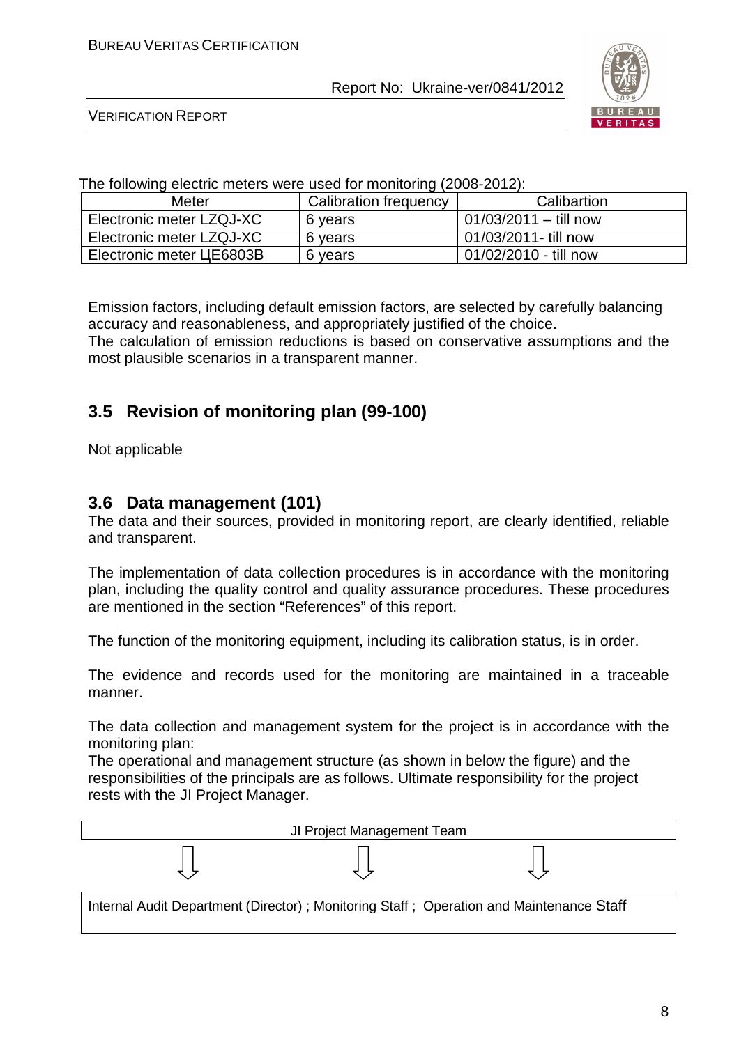The following electric meters were used for monitoring (2008-2012):

| Meter | Calibration frequency | Calibartion |
|---|---|---|
| Electronic meter LZQJ-XC | 6 years | 01/03/2011 – till now |
| Electronic meter LZQJ-XC | 6 years | 01/03/2011- till now |
| Electronic meter ЦE6803B | 6 years | 01/02/2010 - till now |

Emission factors, including default emission factors, are selected by carefully balancing accuracy and reasonableness, and appropriately justified of the choice.
The calculation of emission reductions is based on conservative assumptions and the most plausible scenarios in a transparent manner.

## 3.5 Revision of monitoring plan (99-100)

Not applicable

## 3.6 Data management (101)

The data and their sources, provided in monitoring report, are clearly identified, reliable and transparent.

The implementation of data collection procedures is in accordance with the monitoring plan, including the quality control and quality assurance procedures. These procedures are mentioned in the section "References" of this report.

The function of the monitoring equipment, including its calibration status, is in order.

The evidence and records used for the monitoring are maintained in a traceable manner.

The data collection and management system for the project is in accordance with the monitoring plan:
The operational and management structure (as shown in below the figure) and the responsibilities of the principals are as follows. Ultimate responsibility for the project rests with the JI Project Manager.

JI Project Management Team

↓ ↓ ↓

Internal Audit Department (Director) ; Monitoring Staff ; Operation and Maintenance Staff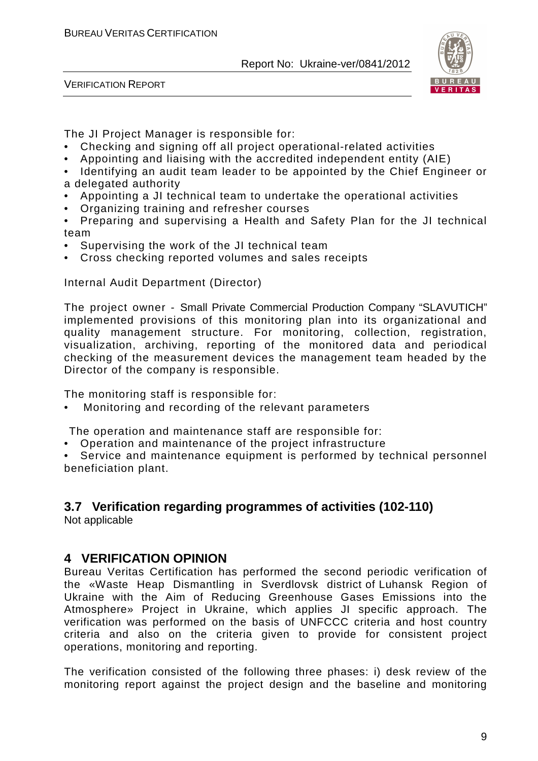The JI Project Manager is responsible for:

- Checking and signing off all project operational-related activities
- Appointing and liaising with the accredited independent entity (AIE)
- Identifying an audit team leader to be appointed by the Chief Engineer or a delegated authority
- Appointing a JI technical team to undertake the operational activities
- Organizing training and refresher courses
- Preparing and supervising a Health and Safety Plan for the JI technical team
- Supervising the work of the JI technical team
- Cross checking reported volumes and sales receipts

Internal Audit Department (Director)

The project owner - Small Private Commercial Production Company "SLAVUTICH" implemented provisions of this monitoring plan into its organizational and quality management structure. For monitoring, collection, registration, visualization, archiving, reporting of the monitored data and periodical checking of the measurement devices the management team headed by the Director of the company is responsible.

The monitoring staff is responsible for:

- Monitoring and recording of the relevant parameters

The operation and maintenance staff are responsible for:

- Operation and maintenance of the project infrastructure
- Service and maintenance equipment is performed by technical personnel beneficiation plant.

## 3.7 Verification regarding programmes of activities (102-110)

Not applicable

# 4 VERIFICATION OPINION

Bureau Veritas Certification has performed the second periodic verification of the «Waste Heap Dismantling in Sverdlovsk district of Luhansk Region of Ukraine with the Aim of Reducing Greenhouse Gases Emissions into the Atmosphere» Project in Ukraine, which applies JI specific approach. The verification was performed on the basis of UNFCCC criteria and host country criteria and also on the criteria given to provide for consistent project operations, monitoring and reporting.

The verification consisted of the following three phases: i) desk review of the monitoring report against the project design and the baseline and monitoring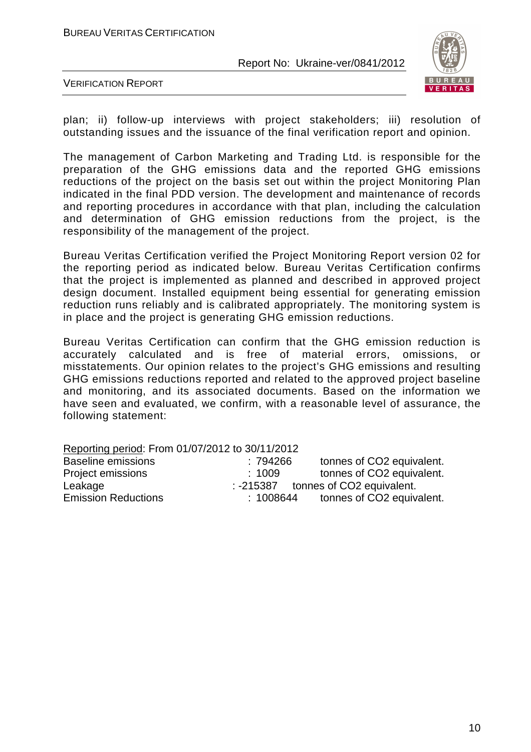plan; ii) follow-up interviews with project stakeholders; iii) resolution of outstanding issues and the issuance of the final verification report and opinion.

The management of Carbon Marketing and Trading Ltd. is responsible for the preparation of the GHG emissions data and the reported GHG emissions reductions of the project on the basis set out within the project Monitoring Plan indicated in the final PDD version. The development and maintenance of records and reporting procedures in accordance with that plan, including the calculation and determination of GHG emission reductions from the project, is the responsibility of the management of the project.

Bureau Veritas Certification verified the Project Monitoring Report version 02 for the reporting period as indicated below. Bureau Veritas Certification confirms that the project is implemented as planned and described in approved project design document. Installed equipment being essential for generating emission reduction runs reliably and is calibrated appropriately. The monitoring system is in place and the project is generating GHG emission reductions.

Bureau Veritas Certification can confirm that the GHG emission reduction is accurately calculated and is free of material errors, omissions, or misstatements. Our opinion relates to the project's GHG emissions and resulting GHG emissions reductions reported and related to the approved project baseline and monitoring, and its associated documents. Based on the information we have seen and evaluated, we confirm, with a reasonable level of assurance, the following statement:

Reporting period: From 01/07/2012 to 30/11/2012

| | | |
|---|---|---|
| Baseline emissions | : 794266 | tonnes of $CO_2$ equivalent. |
| Project emissions | : 1009 | tonnes of $CO_2$ equivalent. |
| Leakage | : -215387 | tonnes of $CO_2$ equivalent. |
| Emission Reductions | : 1008644 | tonnes of $CO_2$ equivalent. |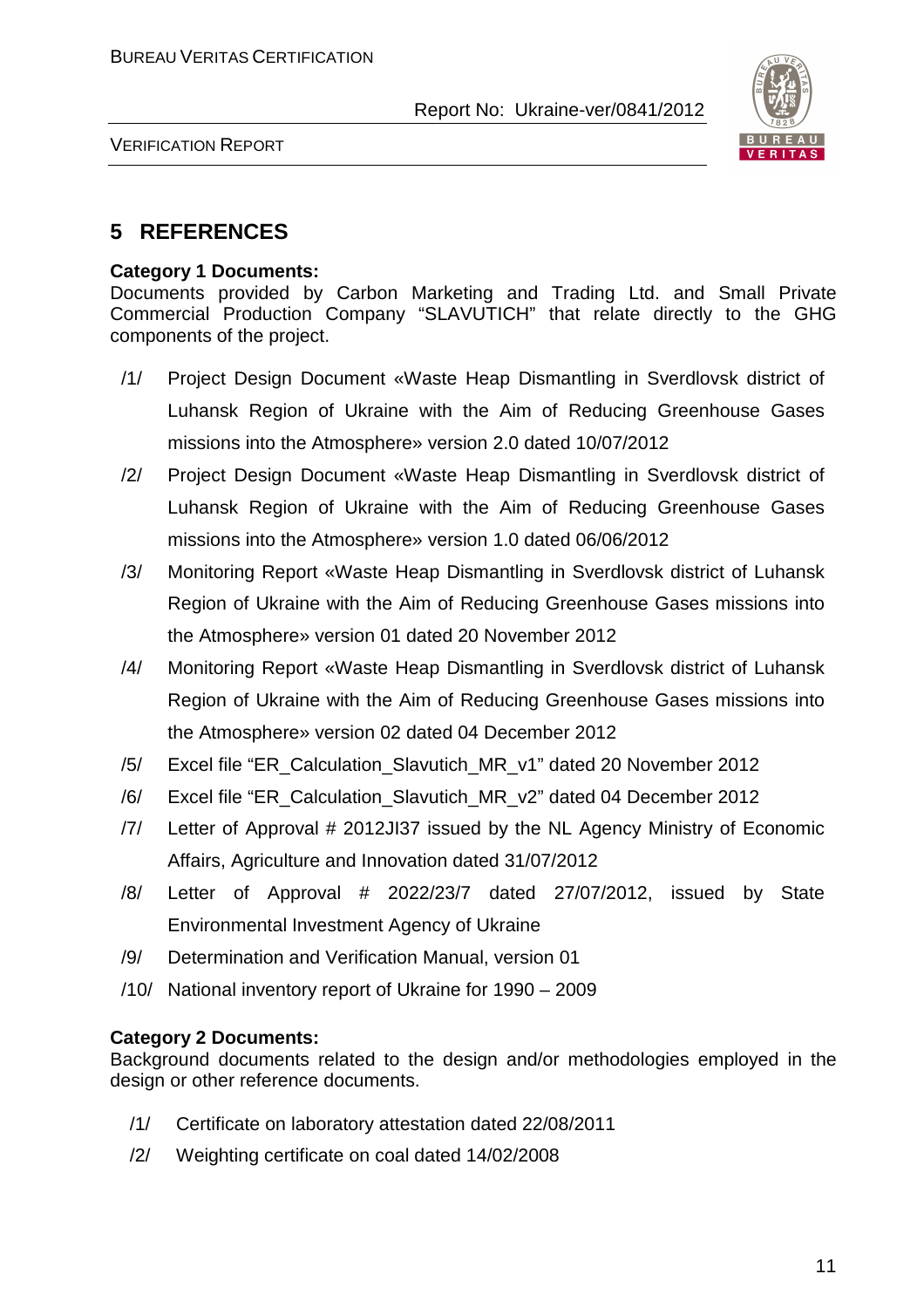# 5 REFERENCES

**Category 1 Documents:**

Documents provided by Carbon Marketing and Trading Ltd. and Small Private Commercial Production Company "SLAVUTICH" that relate directly to the GHG components of the project.

/1/ Project Design Document «Waste Heap Dismantling in Sverdlovsk district of Luhansk Region of Ukraine with the Aim of Reducing Greenhouse Gases missions into the Atmosphere» version 2.0 dated 10/07/2012

/2/ Project Design Document «Waste Heap Dismantling in Sverdlovsk district of Luhansk Region of Ukraine with the Aim of Reducing Greenhouse Gases missions into the Atmosphere» version 1.0 dated 06/06/2012

/3/ Monitoring Report «Waste Heap Dismantling in Sverdlovsk district of Luhansk Region of Ukraine with the Aim of Reducing Greenhouse Gases missions into the Atmosphere» version 01 dated 20 November 2012

/4/ Monitoring Report «Waste Heap Dismantling in Sverdlovsk district of Luhansk Region of Ukraine with the Aim of Reducing Greenhouse Gases missions into the Atmosphere» version 02 dated 04 December 2012

/5/ Excel file "ER_Calculation_Slavutich_MR_v1" dated 20 November 2012

/6/ Excel file "ER_Calculation_Slavutich_MR_v2" dated 04 December 2012

/7/ Letter of Approval # 2012JI37 issued by the NL Agency Ministry of Economic Affairs, Agriculture and Innovation dated 31/07/2012

/8/ Letter of Approval # 2022/23/7 dated 27/07/2012, issued by State Environmental Investment Agency of Ukraine

/9/ Determination and Verification Manual, version 01

/10/ National inventory report of Ukraine for 1990 – 2009

**Category 2 Documents:**

Background documents related to the design and/or methodologies employed in the design or other reference documents.

/1/ Certificate on laboratory attestation dated 22/08/2011

/2/ Weighting certificate on coal dated 14/02/2008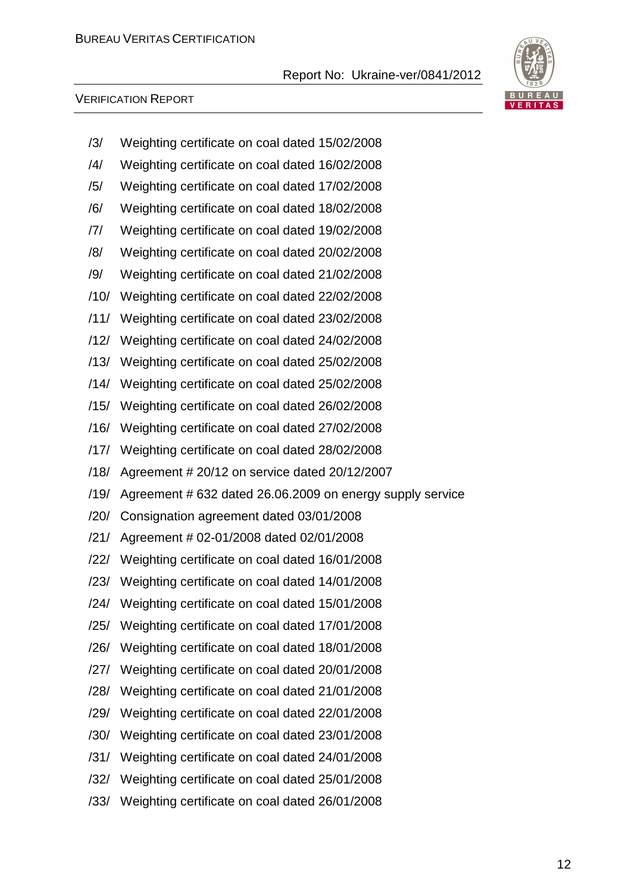/3/ Weighting certificate on coal dated 15/02/2008

/4/ Weighting certificate on coal dated 16/02/2008

/5/ Weighting certificate on coal dated 17/02/2008

/6/ Weighting certificate on coal dated 18/02/2008

/7/ Weighting certificate on coal dated 19/02/2008

/8/ Weighting certificate on coal dated 20/02/2008

/9/ Weighting certificate on coal dated 21/02/2008

/10/ Weighting certificate on coal dated 22/02/2008

/11/ Weighting certificate on coal dated 23/02/2008

/12/ Weighting certificate on coal dated 24/02/2008

/13/ Weighting certificate on coal dated 25/02/2008

/14/ Weighting certificate on coal dated 25/02/2008

/15/ Weighting certificate on coal dated 26/02/2008

/16/ Weighting certificate on coal dated 27/02/2008

/17/ Weighting certificate on coal dated 28/02/2008

/18/ Agreement # 20/12 on service dated 20/12/2007

/19/ Agreement # 632 dated 26.06.2009 on energy supply service

/20/ Consignation agreement dated 03/01/2008

/21/ Agreement # 02-01/2008 dated 02/01/2008

/22/ Weighting certificate on coal dated 16/01/2008

/23/ Weighting certificate on coal dated 14/01/2008

/24/ Weighting certificate on coal dated 15/01/2008

/25/ Weighting certificate on coal dated 17/01/2008

/26/ Weighting certificate on coal dated 18/01/2008

/27/ Weighting certificate on coal dated 20/01/2008

/28/ Weighting certificate on coal dated 21/01/2008

/29/ Weighting certificate on coal dated 22/01/2008

/30/ Weighting certificate on coal dated 23/01/2008

/31/ Weighting certificate on coal dated 24/01/2008

/32/ Weighting certificate on coal dated 25/01/2008

/33/ Weighting certificate on coal dated 26/01/2008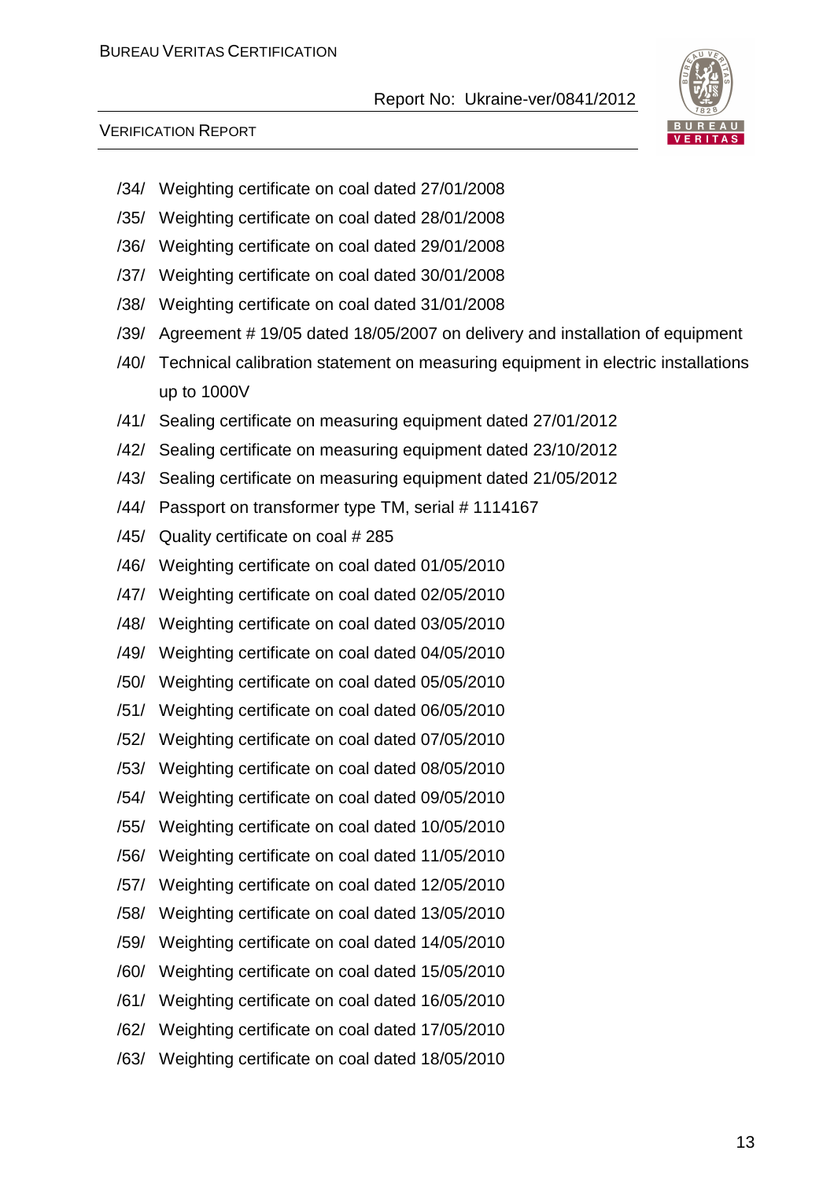/34/ Weighting certificate on coal dated 27/01/2008

/35/ Weighting certificate on coal dated 28/01/2008

/36/ Weighting certificate on coal dated 29/01/2008

/37/ Weighting certificate on coal dated 30/01/2008

/38/ Weighting certificate on coal dated 31/01/2008

/39/ Agreement # 19/05 dated 18/05/2007 on delivery and installation of equipment

/40/ Technical calibration statement on measuring equipment in electric installations up to 1000V

/41/ Sealing certificate on measuring equipment dated 27/01/2012

/42/ Sealing certificate on measuring equipment dated 23/10/2012

/43/ Sealing certificate on measuring equipment dated 21/05/2012

/44/ Passport on transformer type TM, serial # 1114167

/45/ Quality certificate on coal # 285

/46/ Weighting certificate on coal dated 01/05/2010

/47/ Weighting certificate on coal dated 02/05/2010

/48/ Weighting certificate on coal dated 03/05/2010

/49/ Weighting certificate on coal dated 04/05/2010

/50/ Weighting certificate on coal dated 05/05/2010

/51/ Weighting certificate on coal dated 06/05/2010

/52/ Weighting certificate on coal dated 07/05/2010

/53/ Weighting certificate on coal dated 08/05/2010

/54/ Weighting certificate on coal dated 09/05/2010

/55/ Weighting certificate on coal dated 10/05/2010

/56/ Weighting certificate on coal dated 11/05/2010

/57/ Weighting certificate on coal dated 12/05/2010

/58/ Weighting certificate on coal dated 13/05/2010

/59/ Weighting certificate on coal dated 14/05/2010

/60/ Weighting certificate on coal dated 15/05/2010

/61/ Weighting certificate on coal dated 16/05/2010

/62/ Weighting certificate on coal dated 17/05/2010

/63/ Weighting certificate on coal dated 18/05/2010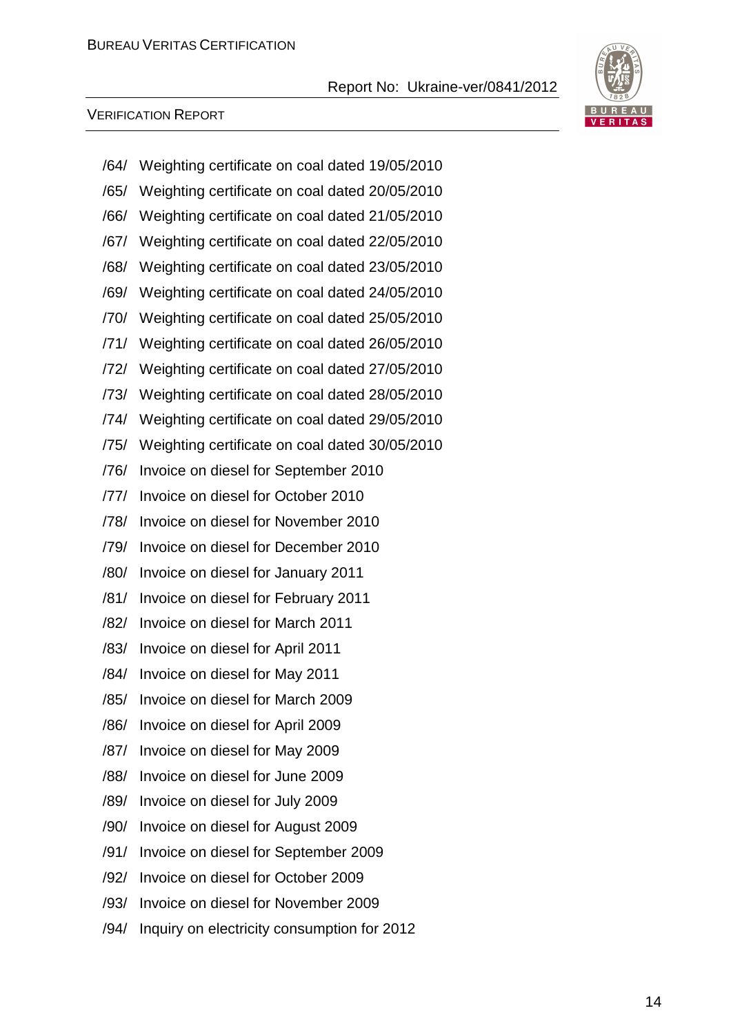/64/ Weighting certificate on coal dated 19/05/2010

/65/ Weighting certificate on coal dated 20/05/2010

/66/ Weighting certificate on coal dated 21/05/2010

/67/ Weighting certificate on coal dated 22/05/2010

/68/ Weighting certificate on coal dated 23/05/2010

/69/ Weighting certificate on coal dated 24/05/2010

/70/ Weighting certificate on coal dated 25/05/2010

/71/ Weighting certificate on coal dated 26/05/2010

/72/ Weighting certificate on coal dated 27/05/2010

/73/ Weighting certificate on coal dated 28/05/2010

/74/ Weighting certificate on coal dated 29/05/2010

/75/ Weighting certificate on coal dated 30/05/2010

/76/ Invoice on diesel for September 2010

/77/ Invoice on diesel for October 2010

/78/ Invoice on diesel for November 2010

/79/ Invoice on diesel for December 2010

/80/ Invoice on diesel for January 2011

/81/ Invoice on diesel for February 2011

/82/ Invoice on diesel for March 2011

/83/ Invoice on diesel for April 2011

/84/ Invoice on diesel for May 2011

/85/ Invoice on diesel for March 2009

/86/ Invoice on diesel for April 2009

/87/ Invoice on diesel for May 2009

/88/ Invoice on diesel for June 2009

/89/ Invoice on diesel for July 2009

/90/ Invoice on diesel for August 2009

/91/ Invoice on diesel for September 2009

/92/ Invoice on diesel for October 2009

/93/ Invoice on diesel for November 2009

/94/ Inquiry on electricity consumption for 2012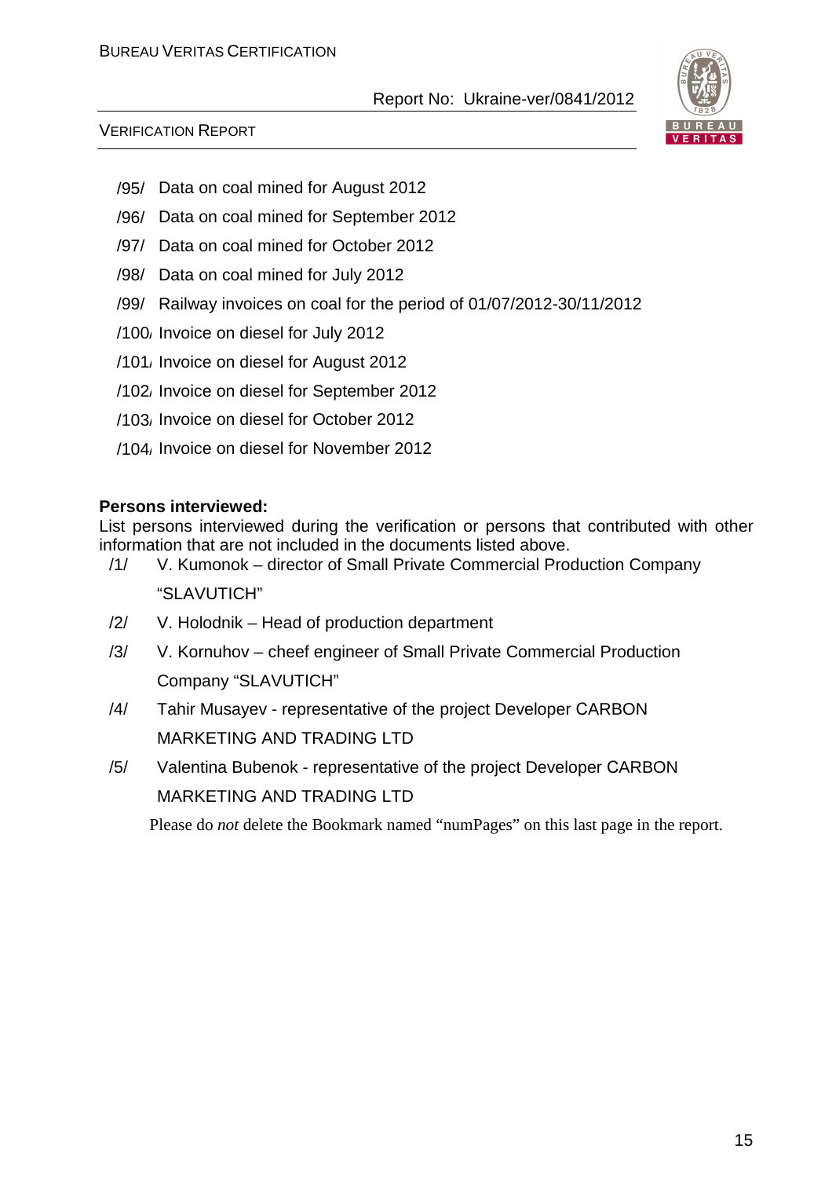/95/ Data on coal mined for August 2012

/96/ Data on coal mined for September 2012

/97/ Data on coal mined for October 2012

/98/ Data on coal mined for July 2012

/99/ Railway invoices on coal for the period of 01/07/2012-30/11/2012

/100/ Invoice on diesel for July 2012

/101/ Invoice on diesel for August 2012

/102/ Invoice on diesel for September 2012

/103/ Invoice on diesel for October 2012

/104/ Invoice on diesel for November 2012

**Persons interviewed:**

List persons interviewed during the verification or persons that contributed with other information that are not included in the documents listed above.

/1/ V. Kumonok – director of Small Private Commercial Production Company "SLAVUTICH"

/2/ V. Holodnik – Head of production department

/3/ V. Kornuhov – cheef engineer of Small Private Commercial Production Company "SLAVUTICH"

/4/ Tahir Musayev - representative of the project Developer CARBON MARKETING AND TRADING LTD

/5/ Valentina Bubenok - representative of the project Developer CARBON MARKETING AND TRADING LTD

Please do *not* delete the Bookmark named "numPages" on this last page in the report.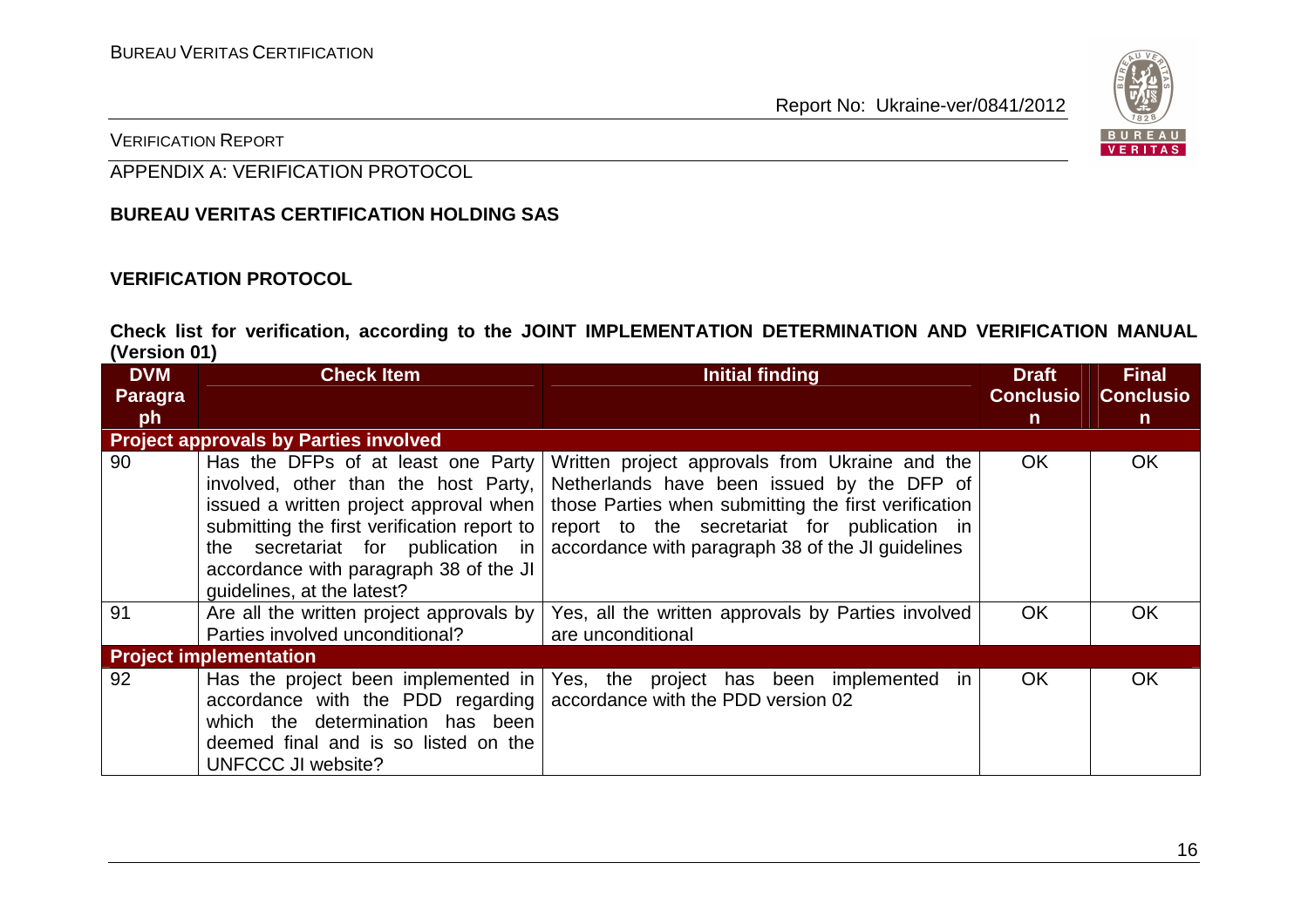APPENDIX A: VERIFICATION PROTOCOL

**BUREAU VERITAS CERTIFICATION HOLDING SAS**

**VERIFICATION PROTOCOL**

**Check list for verification, according to the JOINT IMPLEMENTATION DETERMINATION AND VERIFICATION MANUAL (Version 01)**

| DVM Paragraph | Check Item | Initial finding | Draft Conclusion | Final Conclusion |
|---|---|---|---|---|
| **Project approvals by Parties involved** | | | | |
| 90 | Has the DFPs of at least one Party involved, other than the host Party, issued a written project approval when submitting the first verification report to the secretariat for publication in accordance with paragraph 38 of the JI guidelines, at the latest? | Written project approvals from Ukraine and the Netherlands have been issued by the DFP of those Parties when submitting the first verification report to the secretariat for publication in accordance with paragraph 38 of the JI guidelines | OK | OK |
| 91 | Are all the written project approvals by Parties involved unconditional? | Yes, all the written approvals by Parties involved are unconditional | OK | OK |
| **Project implementation** | | | | |
| 92 | Has the project been implemented in accordance with the PDD regarding which the determination has been deemed final and is so listed on the UNFCCC JI website? | Yes, the project has been implemented in accordance with the PDD version 02 | OK | OK |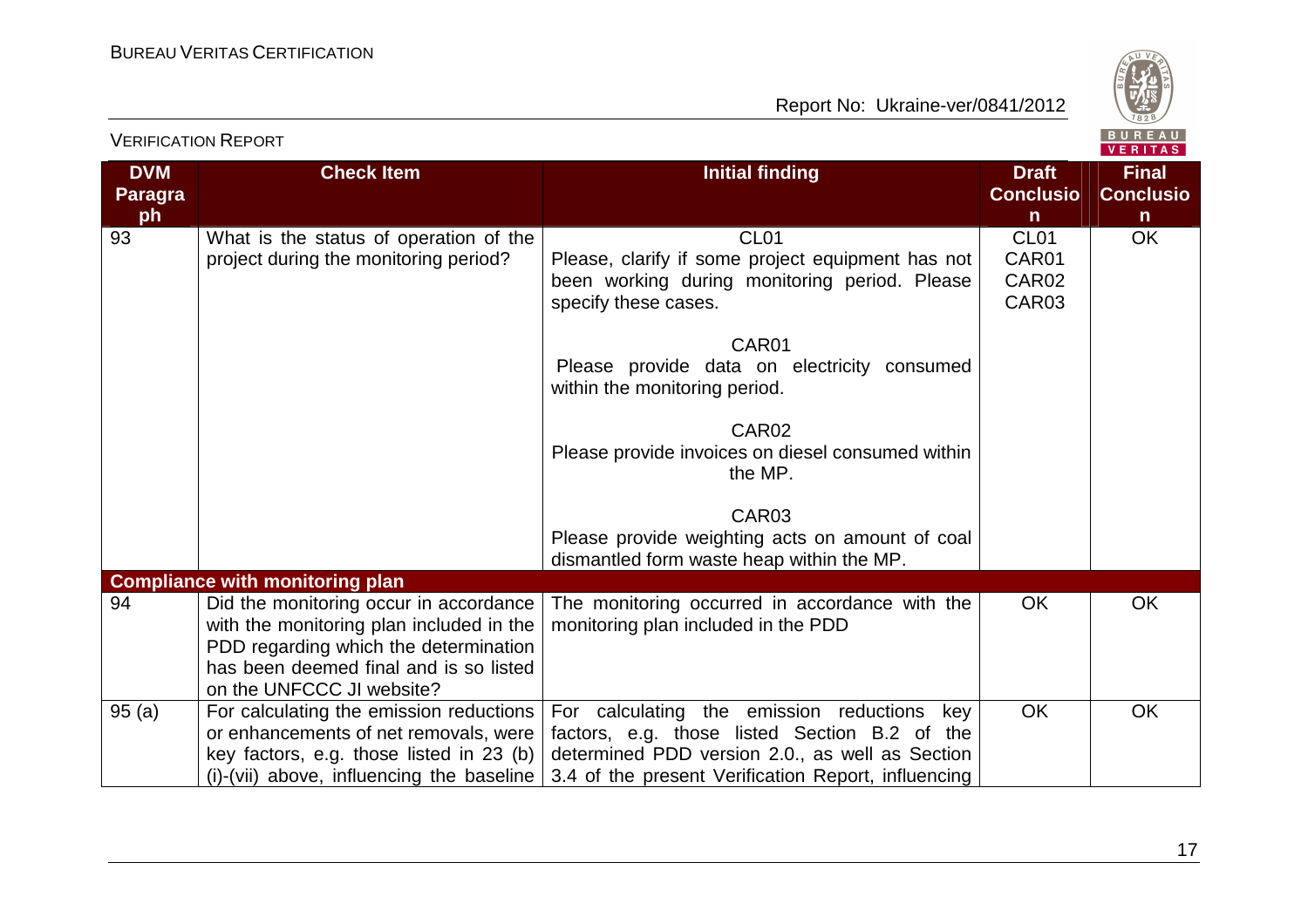| DVM Paragraph | Check Item | Initial finding | Draft Conclusion | Final Conclusion |
|---|---|---|---|---|
| 93 | What is the status of operation of the project during the monitoring period? | CL01<br>Please, clarify if some project equipment has not been working during monitoring period. Please specify these cases.<br><br>CAR01<br>Please provide data on electricity consumed within the monitoring period.<br><br>CAR02<br>Please provide invoices on diesel consumed within the MP.<br><br>CAR03<br>Please provide weighting acts on amount of coal dismantled form waste heap within the MP. | CL01<br>CAR01<br>CAR02<br>CAR03 | OK |
| **Compliance with monitoring plan** | | | | |
| 94 | Did the monitoring occur in accordance with the monitoring plan included in the PDD regarding which the determination has been deemed final and is so listed on the UNFCCC JI website? | The monitoring occurred in accordance with the monitoring plan included in the PDD | OK | OK |
| 95 (a) | For calculating the emission reductions or enhancements of net removals, were key factors, e.g. those listed in 23 (b) (i)-(vii) above, influencing the baseline | For calculating the emission reductions key factors, e.g. those listed Section B.2 of the determined PDD version 2.0., as well as Section 3.4 of the present Verification Report, influencing | OK | OK |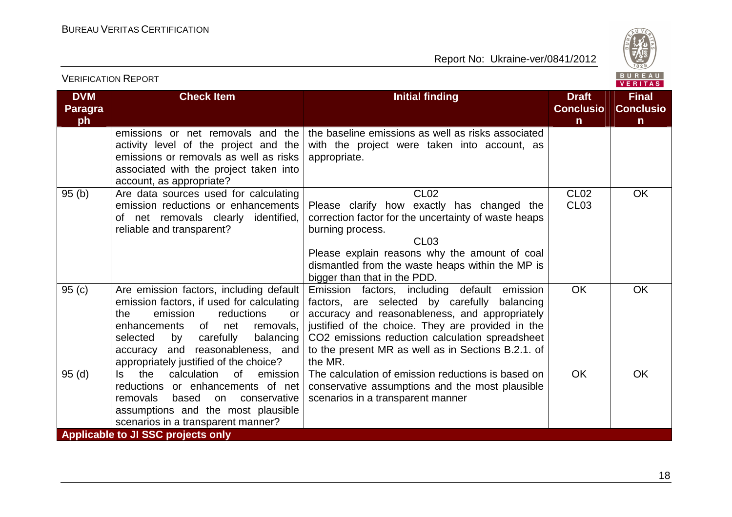| DVM Paragraph | Check Item | Initial finding | Draft Conclusion | Final Conclusion |
|---|---|---|---|---|
| | emissions or net removals and the activity level of the project and the emissions or removals as well as risks associated with the project taken into account, as appropriate? | the baseline emissions as well as risks associated with the project were taken into account, as appropriate. | | |
| 95 (b) | Are data sources used for calculating emission reductions or enhancements of net removals clearly identified, reliable and transparent? | CL02<br>Please clarify how exactly has changed the correction factor for the uncertainty of waste heaps burning process.<br>CL03<br>Please explain reasons why the amount of coal dismantled from the waste heaps within the MP is bigger than that in the PDD. | CL02<br>CL03 | OK |
| 95 (c) | Are emission factors, including default emission factors, if used for calculating the emission reductions or enhancements of net removals, selected by carefully balancing accuracy and reasonableness, and appropriately justified of the choice? | Emission factors, including default emission factors, are selected by carefully balancing accuracy and reasonableness, and appropriately justified of the choice. They are provided in the $CO_2$ emissions reduction calculation spreadsheet to the present MR as well as in Sections B.2.1. of the MR. | OK | OK |
| 95 (d) | Is the calculation of emission reductions or enhancements of net removals based on conservative assumptions and the most plausible scenarios in a transparent manner? | The calculation of emission reductions is based on conservative assumptions and the most plausible scenarios in a transparent manner | OK | OK |
| **Applicable to JI SSC projects only** | | | | |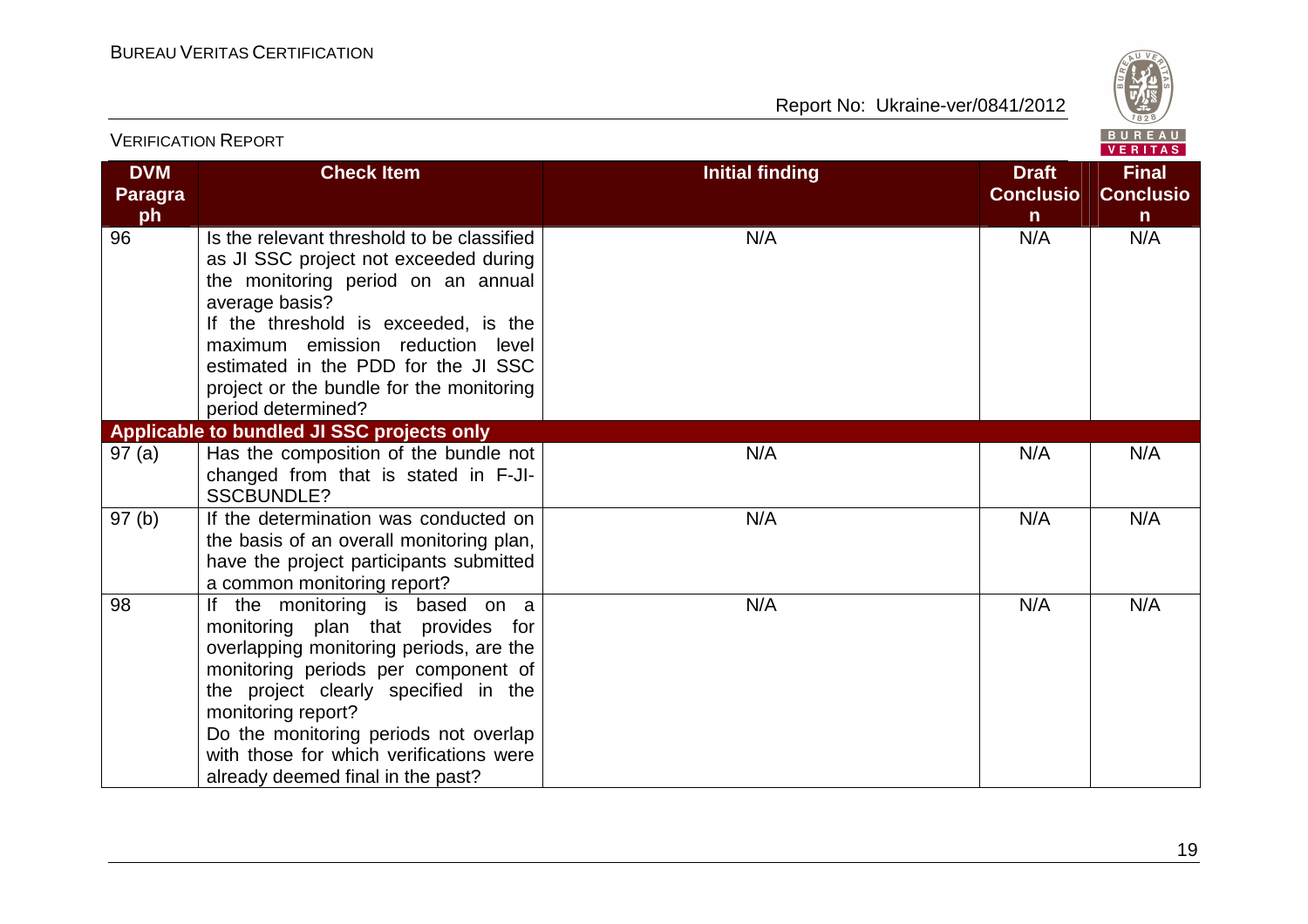| DVM Paragraph | Check Item | Initial finding | Draft Conclusion | Final Conclusion |
|---|---|---|---|---|
| 96 | Is the relevant threshold to be classified as JI SSC project not exceeded during the monitoring period on an annual average basis?<br>If the threshold is exceeded, is the maximum emission reduction level estimated in the PDD for the JI SSC project or the bundle for the monitoring period determined? | N/A | N/A | N/A |
| **Applicable to bundled JI SSC projects only** | | | | |
| 97 (a) | Has the composition of the bundle not changed from that is stated in F-JI-SSCBUNDLE? | N/A | N/A | N/A |
| 97 (b) | If the determination was conducted on the basis of an overall monitoring plan, have the project participants submitted a common monitoring report? | N/A | N/A | N/A |
| 98 | If the monitoring is based on a monitoring plan that provides for overlapping monitoring periods, are the monitoring periods per component of the project clearly specified in the monitoring report?<br>Do the monitoring periods not overlap with those for which verifications were already deemed final in the past? | N/A | N/A | N/A |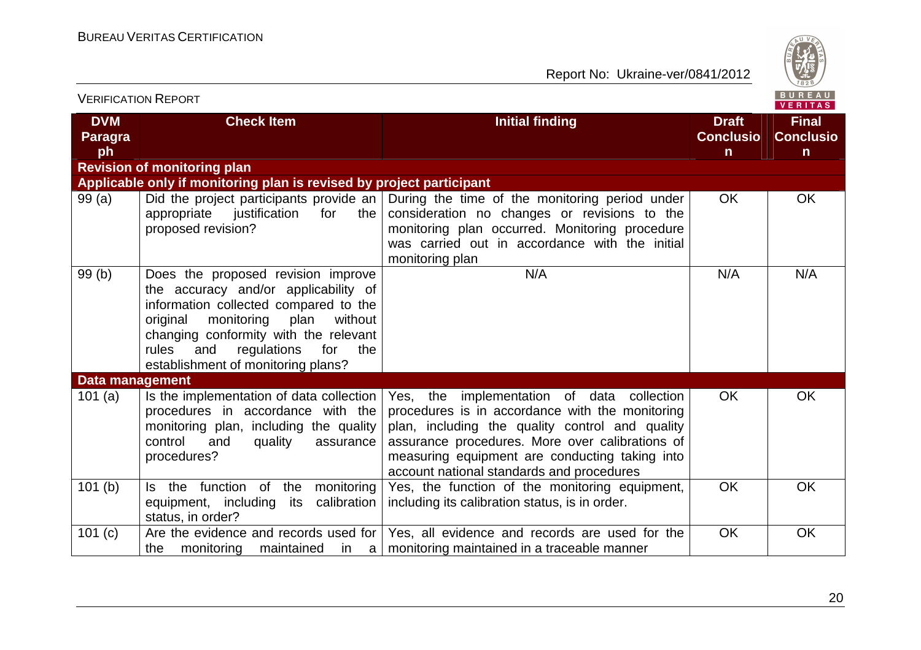| DVM Paragraph | Check Item | Initial finding | Draft Conclusion | Final Conclusion |
|---|---|---|---|---|
| **Revision of monitoring plan** | | | | |
| **Applicable only if monitoring plan is revised by project participant** | | | | |
| 99 (a) | Did the project participants provide an appropriate justification for the proposed revision? | During the time of the monitoring period under consideration no changes or revisions to the monitoring plan occurred. Monitoring procedure was carried out in accordance with the initial monitoring plan | OK | OK |
| 99 (b) | Does the proposed revision improve the accuracy and/or applicability of information collected compared to the original monitoring plan without changing conformity with the relevant rules and regulations for the establishment of monitoring plans? | N/A | N/A | N/A |
| **Data management** | | | | |
| 101 (a) | Is the implementation of data collection procedures in accordance with the monitoring plan, including the quality control and quality assurance procedures? | Yes, the implementation of data collection procedures is in accordance with the monitoring plan, including the quality control and quality assurance procedures. More over calibrations of measuring equipment are conducting taking into account national standards and procedures | OK | OK |
| 101 (b) | Is the function of the monitoring equipment, including its calibration status, in order? | Yes, the function of the monitoring equipment, including its calibration status, is in order. | OK | OK |
| 101 (c) | Are the evidence and records used for the monitoring maintained in a | Yes, all evidence and records are used for the monitoring maintained in a traceable manner | OK | OK |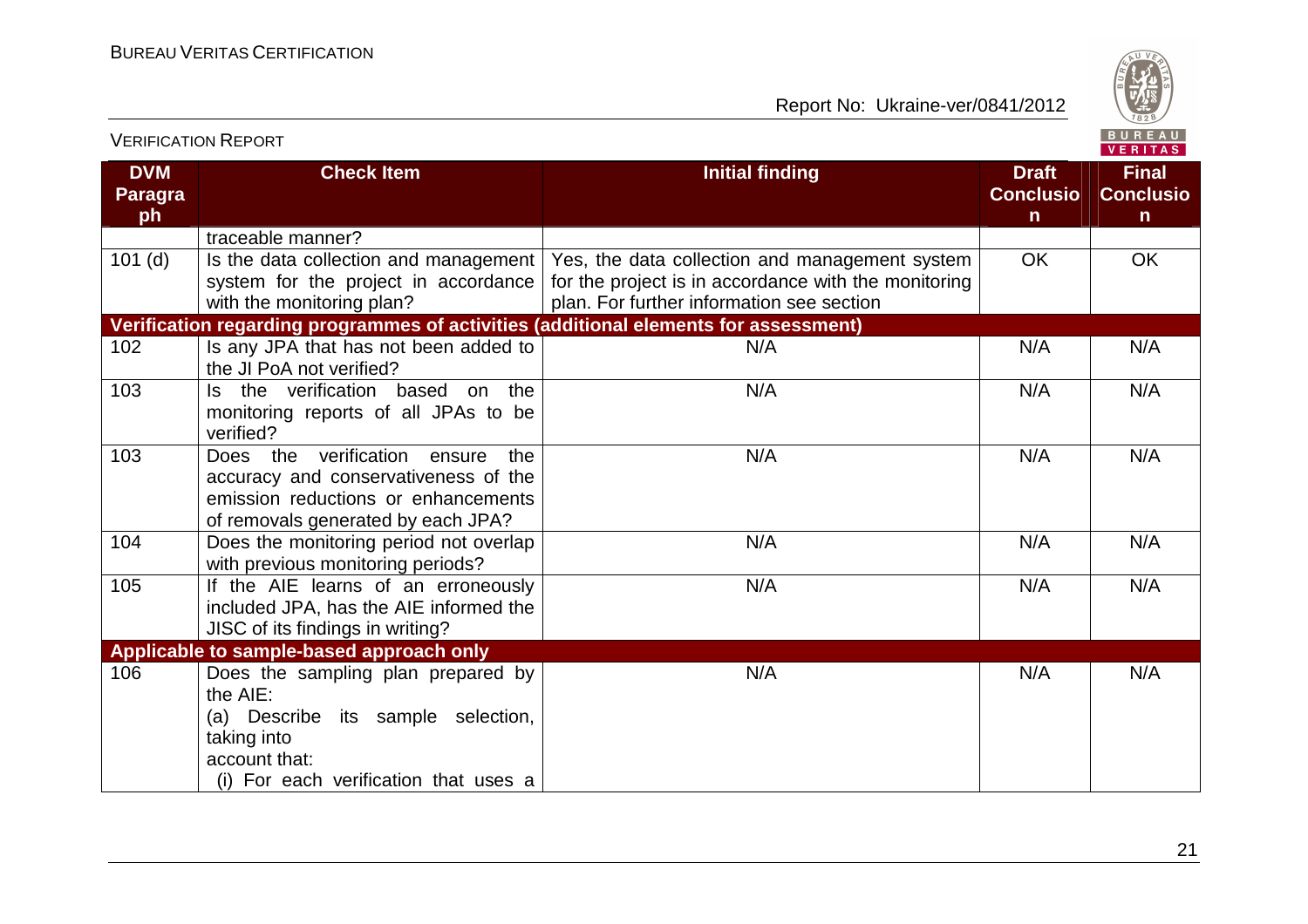| DVM Paragraph | Check Item | Initial finding | Draft Conclusion | Final Conclusion |
|---|---|---|---|---|
| | traceable manner? | | | |
| 101 (d) | Is the data collection and management system for the project in accordance with the monitoring plan? | Yes, the data collection and management system for the project is in accordance with the monitoring plan. For further information see section | OK | OK |
| **Verification regarding programmes of activities (additional elements for assessment)** | | | | |
| 102 | Is any JPA that has not been added to the JI PoA not verified? | N/A | N/A | N/A |
| 103 | Is the verification based on the monitoring reports of all JPAs to be verified? | N/A | N/A | N/A |
| 103 | Does the verification ensure the accuracy and conservativeness of the emission reductions or enhancements of removals generated by each JPA? | N/A | N/A | N/A |
| 104 | Does the monitoring period not overlap with previous monitoring periods? | N/A | N/A | N/A |
| 105 | If the AIE learns of an erroneously included JPA, has the AIE informed the JISC of its findings in writing? | N/A | N/A | N/A |
| **Applicable to sample-based approach only** | | | | |
| 106 | Does the sampling plan prepared by the AIE:<br>(a) Describe its sample selection, taking into account that:<br>(i) For each verification that uses a | N/A | N/A | N/A |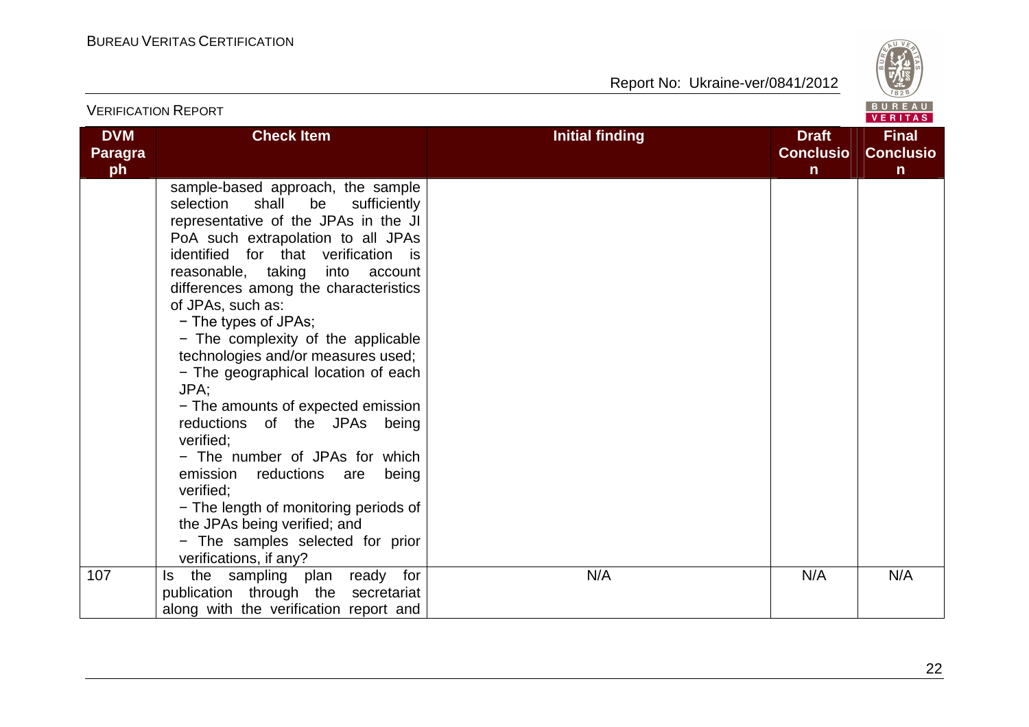| DVM Paragraph | Check Item | Initial finding | Draft Conclusion | Final Conclusion |
|---|---|---|---|---|
| | sample-based approach, the sample selection shall be sufficiently representative of the JPAs in the JI PoA such extrapolation to all JPAs identified for that verification is reasonable, taking into account differences among the characteristics of JPAs, such as:<br>− The types of JPAs;<br>− The complexity of the applicable technologies and/or measures used;<br>− The geographical location of each JPA;<br>− The amounts of expected emission reductions of the JPAs being verified;<br>− The number of JPAs for which emission reductions are being verified;<br>− The length of monitoring periods of the JPAs being verified; and<br>− The samples selected for prior verifications, if any? | | | |
| 107 | Is the sampling plan ready for publication through the secretariat along with the verification report and | N/A | N/A | N/A |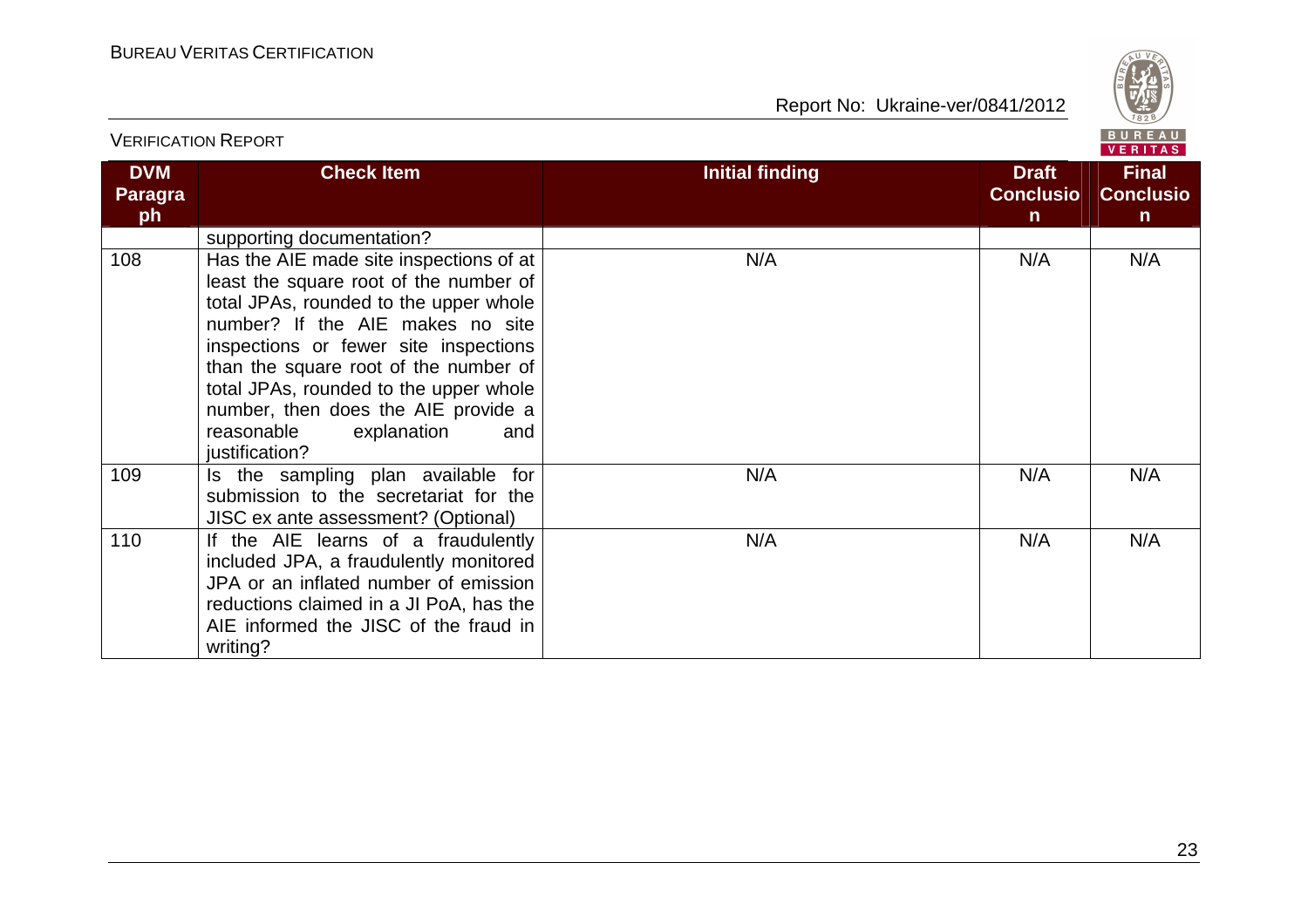| DVM Paragraph | Check Item | Initial finding | Draft Conclusion | Final Conclusion |
|---|---|---|---|---|
| | supporting documentation? | | | |
| 108 | Has the AIE made site inspections of at least the square root of the number of total JPAs, rounded to the upper whole number? If the AIE makes no site inspections or fewer site inspections than the square root of the number of total JPAs, rounded to the upper whole number, then does the AIE provide a reasonable explanation and justification? | N/A | N/A | N/A |
| 109 | Is the sampling plan available for submission to the secretariat for the JISC ex ante assessment? (Optional) | N/A | N/A | N/A |
| 110 | If the AIE learns of a fraudulently included JPA, a fraudulently monitored JPA or an inflated number of emission reductions claimed in a JI PoA, has the AIE informed the JISC of the fraud in writing? | N/A | N/A | N/A |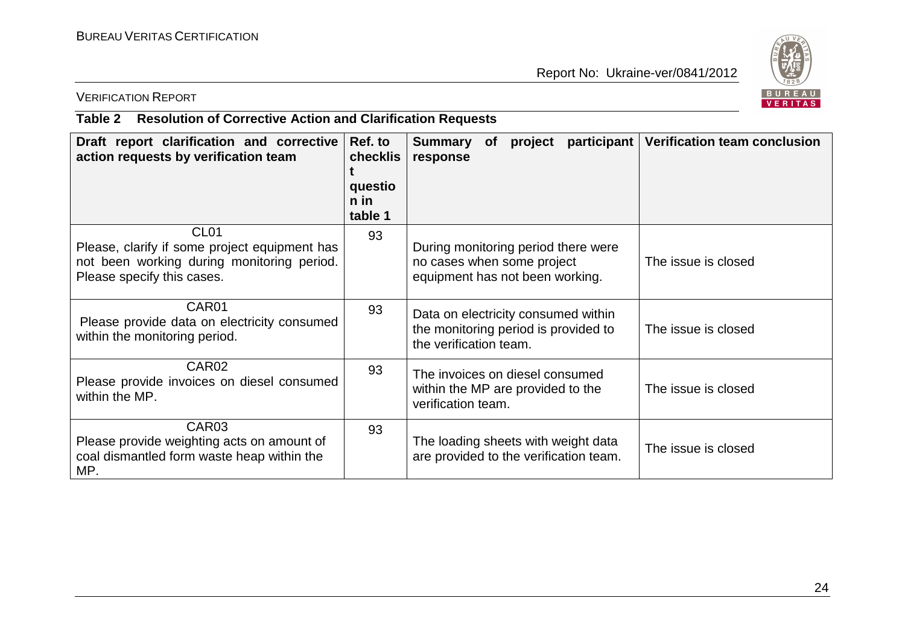**Table 2 Resolution of Corrective Action and Clarification Requests**

| Draft report clarification and corrective action requests by verification team | Ref. to checklist question in table 1 | Summary of project participant response | Verification team conclusion |
|---|---|---|---|
| CL01<br>Please, clarify if some project equipment has not been working during monitoring period. Please specify this cases. | 93 | During monitoring period there were no cases when some project equipment has not been working. | The issue is closed |
| CAR01<br>Please provide data on electricity consumed within the monitoring period. | 93 | Data on electricity consumed within the monitoring period is provided to the verification team. | The issue is closed |
| CAR02<br>Please provide invoices on diesel consumed within the MP. | 93 | The invoices on diesel consumed within the MP are provided to the verification team. | The issue is closed |
| CAR03<br>Please provide weighting acts on amount of coal dismantled form waste heap within the MP. | 93 | The loading sheets with weight data are provided to the verification team. | The issue is closed |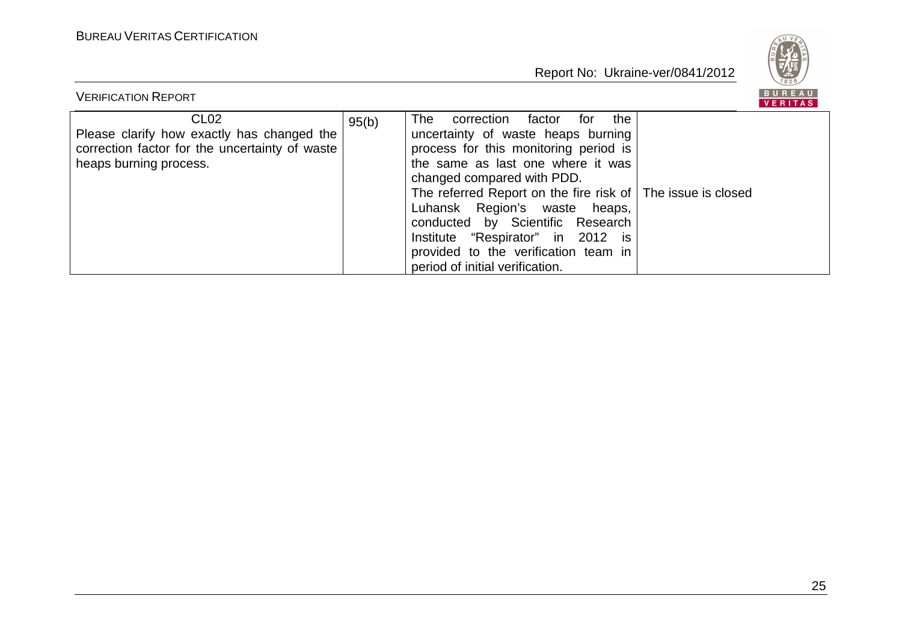| CL02 Please clarify how exactly has changed the correction factor for the uncertainty of waste heaps burning process. | 95(b) | The correction factor for the uncertainty of waste heaps burning process for this monitoring period is the same as last one where it was changed compared with PDD. The referred Report on the fire risk of Luhansk Region's waste heaps, conducted by Scientific Research Institute "Respirator" in 2012 is provided to the verification team in period of initial verification. | The issue is closed |
|---|---|---|---|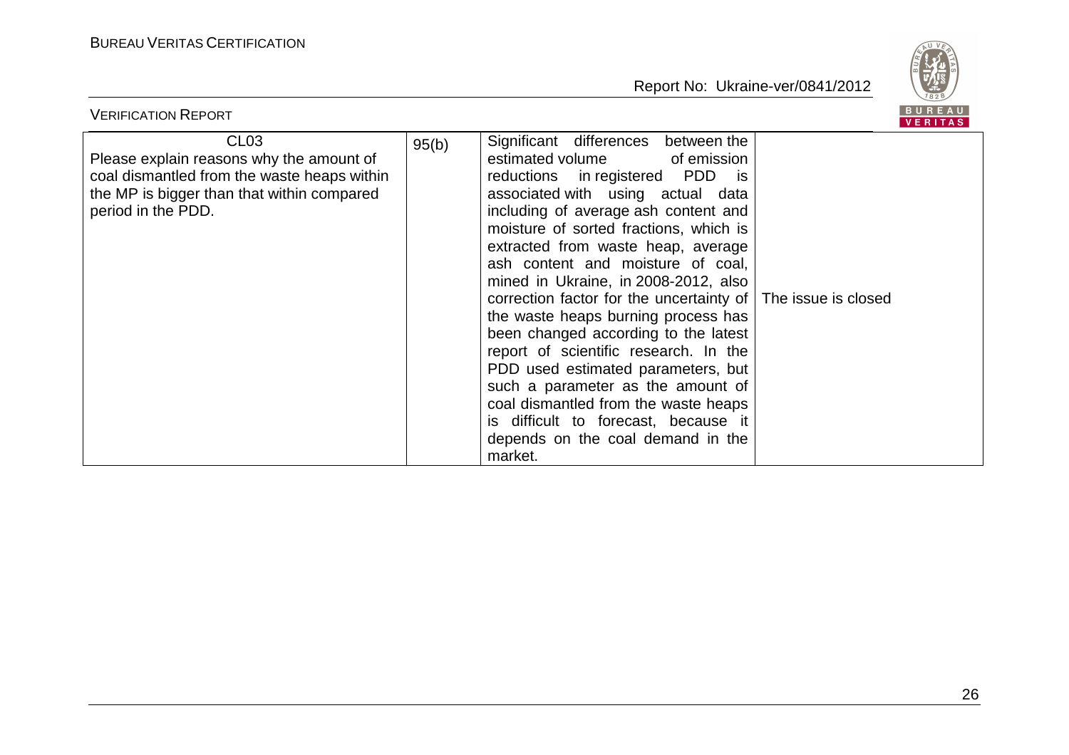| | | | |
|---|---|---|---|
| CL03<br>Please explain reasons why the amount of coal dismantled from the waste heaps within the MP is bigger than that within compared period in the PDD. | 95(b) | Significant differences between the estimated volume of emission reductions in registered PDD is associated with using actual data including of average ash content and moisture of sorted fractions, which is extracted from waste heap, average ash content and moisture of coal, mined in Ukraine, in 2008-2012, also correction factor for the uncertainty of the waste heaps burning process has been changed according to the latest report of scientific research. In the PDD used estimated parameters, but such a parameter as the amount of coal dismantled from the waste heaps is difficult to forecast, because it depends on the coal demand in the market. | The issue is closed |